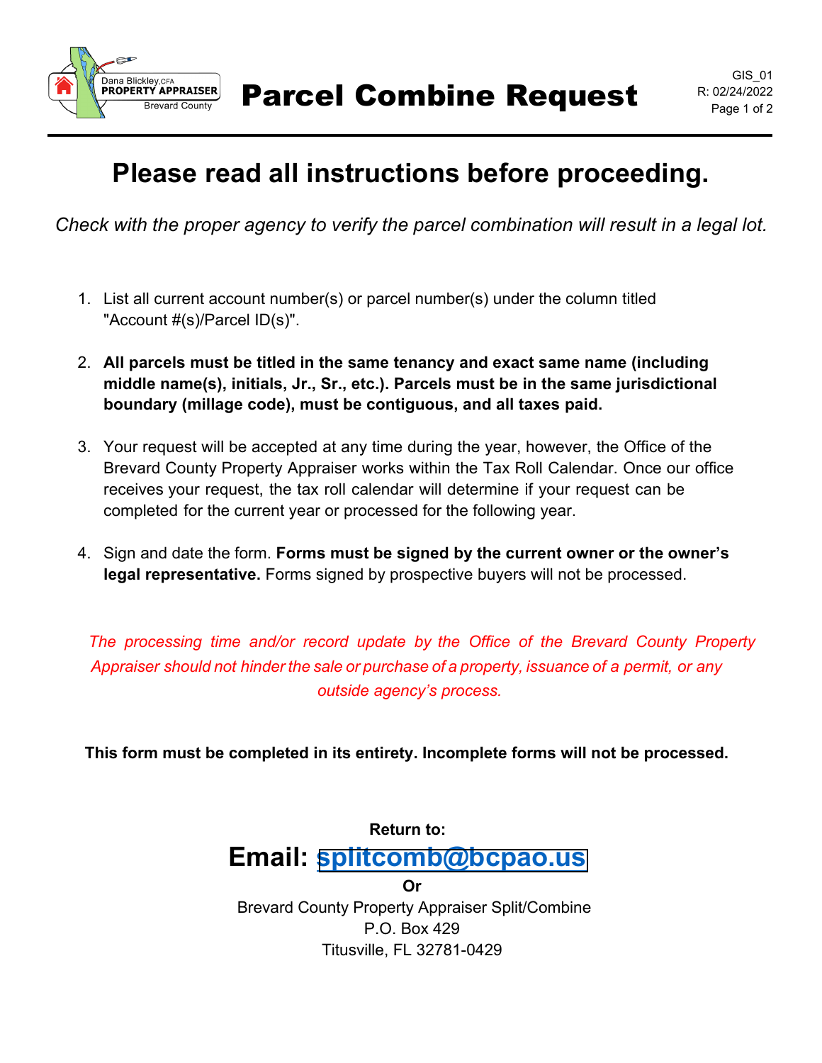Dana Blickley, CFA
PROPERTY APPRAISER
Brevard County

# Parcel Combine Request

GIS_01
R: 02/24/2022

## Please read all instructions before proceeding.

*Check with the proper agency to verify the parcel combination will result in a legal lot.*

1. List all current account number(s) or parcel number(s) under the column titled "Account #(s)/Parcel ID(s)".
2. **All parcels must be titled in the same tenancy and exact same name (including middle name(s), initials, Jr., Sr., etc.). Parcels must be in the same jurisdictional boundary (millage code), must be contiguous, and all taxes paid.**
3. Your request will be accepted at any time during the year, however, the Office of the Brevard County Property Appraiser works within the Tax Roll Calendar. Once our office receives your request, the tax roll calendar will determine if your request can be completed for the current year or processed for the following year.
4. Sign and date the form. **Forms must be signed by the current owner or the owner's legal representative.** Forms signed by prospective buyers will not be processed.

*The processing time and/or record update by the Office of the Brevard County Property Appraiser should not hinder the sale or purchase of a property, issuance of a permit, or any outside agency's process.*

**This form must be completed in its entirety. Incomplete forms will not be processed.**

**Return to:**

**Email: splitcomb@bcpao.us**

**Or**

Brevard County Property Appraiser Split/Combine
P.O. Box 429
Titusville, FL 32781-0429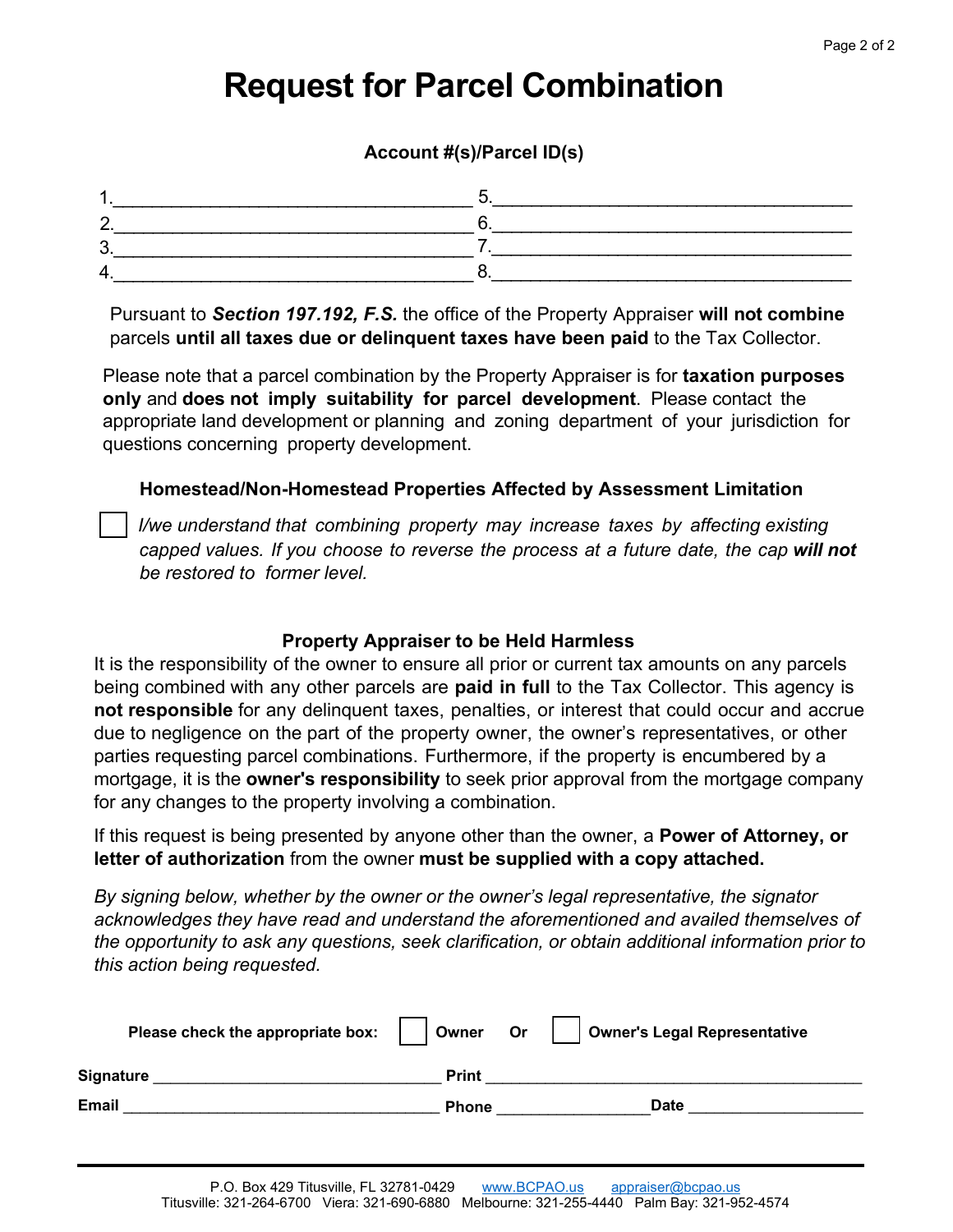# Request for Parcel Combination

### Account #(s)/Parcel ID(s)

1.\_\_\_\_\_\_\_\_\_\_\_\_\_\_\_\_\_\_\_\_\_\_\_\_\_\_\_\_\_\_\_\_\_\_ 5.\_\_\_\_\_\_\_\_\_\_\_\_\_\_\_\_\_\_\_\_\_\_\_\_\_\_\_\_\_\_\_\_\_\_

2.\_\_\_\_\_\_\_\_\_\_\_\_\_\_\_\_\_\_\_\_\_\_\_\_\_\_\_\_\_\_\_\_\_\_ 6.\_\_\_\_\_\_\_\_\_\_\_\_\_\_\_\_\_\_\_\_\_\_\_\_\_\_\_\_\_\_\_\_\_\_

3.\_\_\_\_\_\_\_\_\_\_\_\_\_\_\_\_\_\_\_\_\_\_\_\_\_\_\_\_\_\_\_\_\_\_ 7.\_\_\_\_\_\_\_\_\_\_\_\_\_\_\_\_\_\_\_\_\_\_\_\_\_\_\_\_\_\_\_\_\_\_

4.\_\_\_\_\_\_\_\_\_\_\_\_\_\_\_\_\_\_\_\_\_\_\_\_\_\_\_\_\_\_\_\_\_\_ 8.\_\_\_\_\_\_\_\_\_\_\_\_\_\_\_\_\_\_\_\_\_\_\_\_\_\_\_\_\_\_\_\_\_\_

Pursuant to ***Section 197.192, F.S.*** the office of the Property Appraiser **will not combine** parcels **until all taxes due or delinquent taxes have been paid** to the Tax Collector.

Please note that a parcel combination by the Property Appraiser is for **taxation purposes only** and **does not imply suitability for parcel development**. Please contact the appropriate land development or planning and zoning department of your jurisdiction for questions concerning property development.

### Homestead/Non-Homestead Properties Affected by Assessment Limitation

☐ *I/we understand that combining property may increase taxes by affecting existing capped values. If you choose to reverse the process at a future date, the cap **will not** be restored to former level.*

### Property Appraiser to be Held Harmless

It is the responsibility of the owner to ensure all prior or current tax amounts on any parcels being combined with any other parcels are **paid in full** to the Tax Collector. This agency is **not responsible** for any delinquent taxes, penalties, or interest that could occur and accrue due to negligence on the part of the property owner, the owner's representatives, or other parties requesting parcel combinations. Furthermore, if the property is encumbered by a mortgage, it is the **owner's responsibility** to seek prior approval from the mortgage company for any changes to the property involving a combination.

If this request is being presented by anyone other than the owner, a **Power of Attorney, or letter of authorization** from the owner **must be supplied with a copy attached.**

*By signing below, whether by the owner or the owner's legal representative, the signator acknowledges they have read and understand the aforementioned and availed themselves of the opportunity to ask any questions, seek clarification, or obtain additional information prior to this action being requested.*

**Please check the appropriate box:** ☐ **Owner Or** ☐ **Owner's Legal Representative**

**Signature** \_\_\_\_\_\_\_\_\_\_\_\_\_\_\_\_\_\_\_\_\_\_\_\_\_\_\_\_\_\_ **Print** \_\_\_\_\_\_\_\_\_\_\_\_\_\_\_\_\_\_\_\_\_\_\_\_\_\_\_\_\_\_\_\_\_\_\_\_\_\_

**Email** \_\_\_\_\_\_\_\_\_\_\_\_\_\_\_\_\_\_\_\_\_\_\_\_\_\_\_\_\_\_\_\_\_ **Phone** \_\_\_\_\_\_\_\_\_\_\_\_\_\_\_ **Date** \_\_\_\_\_\_\_\_\_\_\_\_\_\_\_\_\_\_

P.O. Box 429 Titusville, FL 32781-0429 www.BCPAO.us appraiser@bcpao.us
Titusville: 321-264-6700 Viera: 321-690-6880 Melbourne: 321-255-4440 Palm Bay: 321-952-4574